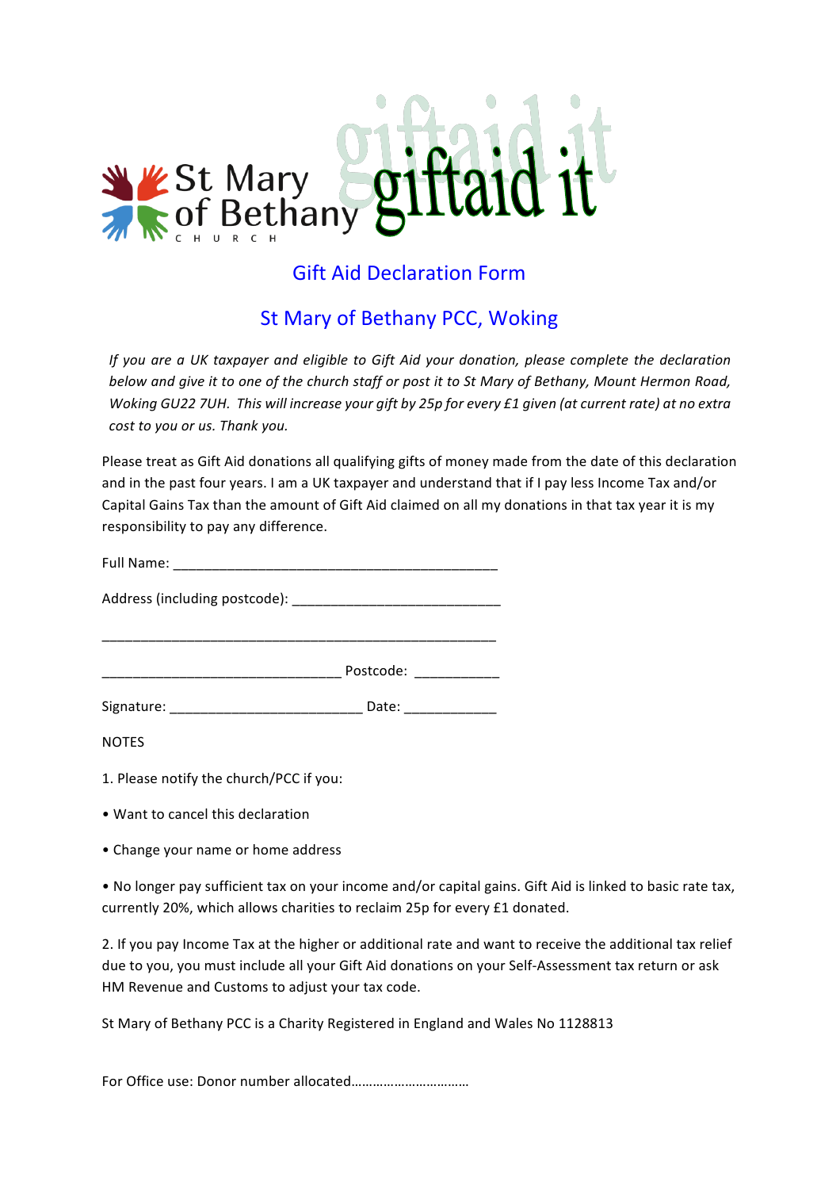St Mary of Bethany CHURCH

giftaid it

## Gift Aid Declaration Form

## St Mary of Bethany PCC, Woking

*If you are a UK taxpayer and eligible to Gift Aid your donation, please complete the declaration below and give it to one of the church staff or post it to St Mary of Bethany, Mount Hermon Road, Woking GU22 7UH. This will increase your gift by 25p for every £1 given (at current rate) at no extra cost to you or us. Thank you.*

Please treat as Gift Aid donations all qualifying gifts of money made from the date of this declaration and in the past four years. I am a UK taxpayer and understand that if I pay less Income Tax and/or Capital Gains Tax than the amount of Gift Aid claimed on all my donations in that tax year it is my responsibility to pay any difference.

Full Name: ___________________________________________

Address (including postcode): ___________________________

_____________________________________________________

________________________________ Postcode: ___________

Signature: _________________________ Date: ____________

NOTES

1. Please notify the church/PCC if you:

• Want to cancel this declaration

• Change your name or home address

• No longer pay sufficient tax on your income and/or capital gains. Gift Aid is linked to basic rate tax, currently 20%, which allows charities to reclaim 25p for every £1 donated.

2. If you pay Income Tax at the higher or additional rate and want to receive the additional tax relief due to you, you must include all your Gift Aid donations on your Self-Assessment tax return or ask HM Revenue and Customs to adjust your tax code.

St Mary of Bethany PCC is a Charity Registered in England and Wales No 1128813

For Office use: Donor number allocated……………………………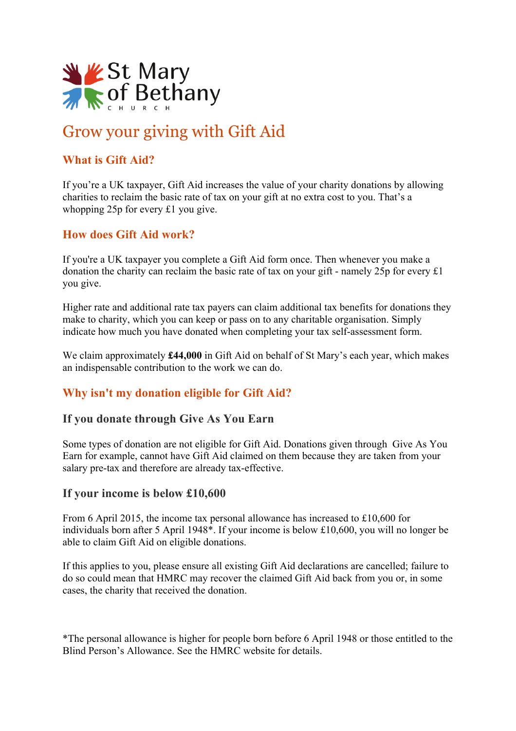St Mary of Bethany

CHURCH

# Grow your giving with Gift Aid

## What is Gift Aid?

If you're a UK taxpayer, Gift Aid increases the value of your charity donations by allowing charities to reclaim the basic rate of tax on your gift at no extra cost to you. That's a whopping 25p for every £1 you give.

## How does Gift Aid work?

If you're a UK taxpayer you complete a Gift Aid form once. Then whenever you make a donation the charity can reclaim the basic rate of tax on your gift - namely 25p for every £1 you give.

Higher rate and additional rate tax payers can claim additional tax benefits for donations they make to charity, which you can keep or pass on to any charitable organisation. Simply indicate how much you have donated when completing your tax self-assessment form.

We claim approximately **£44,000** in Gift Aid on behalf of St Mary's each year, which makes an indispensable contribution to the work we can do.

## Why isn't my donation eligible for Gift Aid?

### If you donate through Give As You Earn

Some types of donation are not eligible for Gift Aid. Donations given through Give As You Earn for example, cannot have Gift Aid claimed on them because they are taken from your salary pre-tax and therefore are already tax-effective.

### If your income is below £10,600

From 6 April 2015, the income tax personal allowance has increased to £10,600 for individuals born after 5 April 1948*. If your income is below £10,600, you will no longer be able to claim Gift Aid on eligible donations.

If this applies to you, please ensure all existing Gift Aid declarations are cancelled; failure to do so could mean that HMRC may recover the claimed Gift Aid back from you or, in some cases, the charity that received the donation.

*The personal allowance is higher for people born before 6 April 1948 or those entitled to the Blind Person's Allowance. See the HMRC website for details.